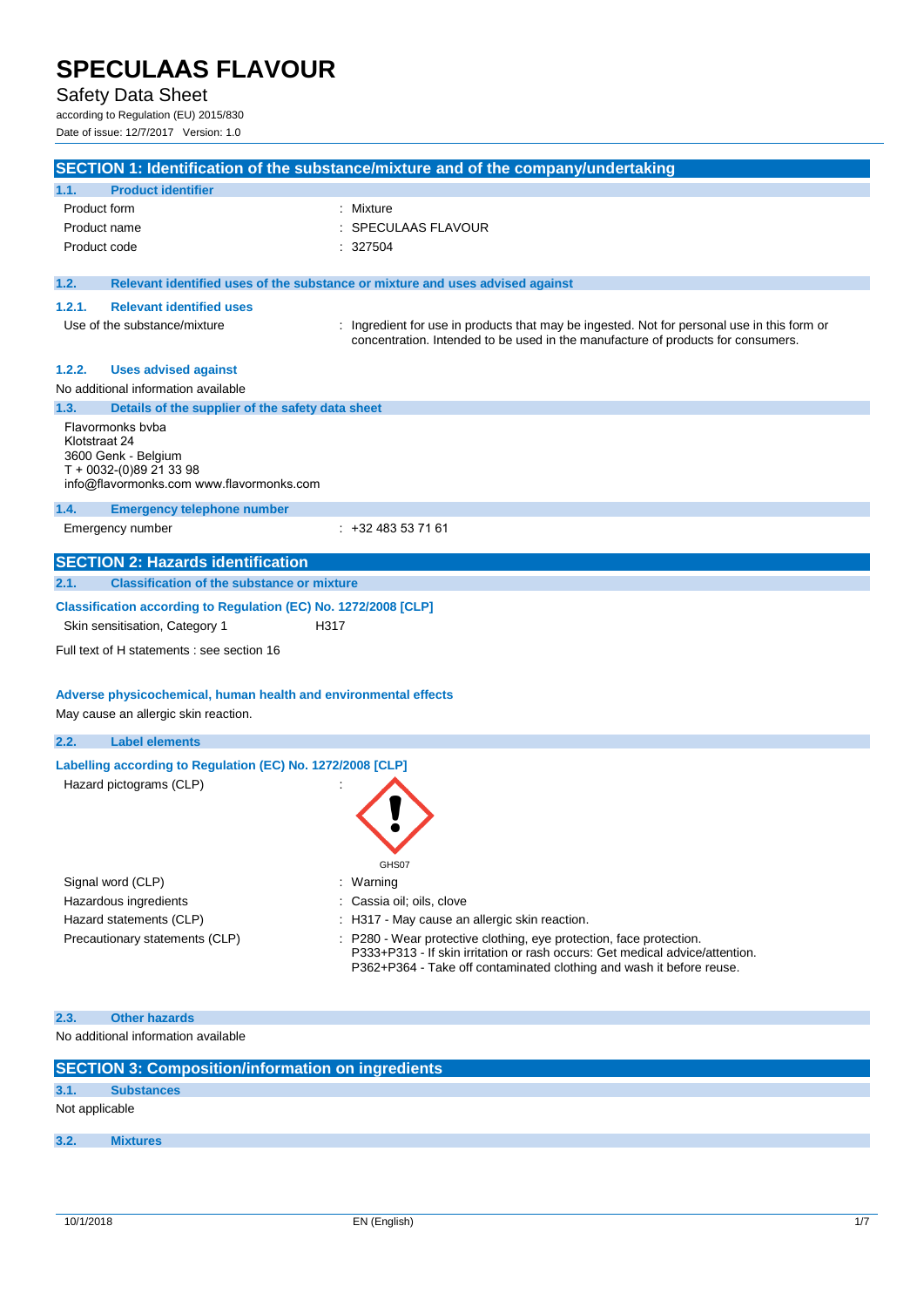# SPECULAAS FLAVOUR

Safety Data Sheet

according to Regulation (EU) 2015/830

Date of issue: 12/7/2017 Version: 1.0

## SECTION 1: Identification of the substance/mixture and of the company/undertaking

### 1.1. Product identifier

| | |
|---|---|
| Product form | : Mixture |
| Product name | : SPECULAAS FLAVOUR |
| Product code | : 327504 |

### 1.2. Relevant identified uses of the substance or mixture and uses advised against

#### 1.2.1. Relevant identified uses

| | |
|---|---|
| Use of the substance/mixture | : Ingredient for use in products that may be ingested. Not for personal use in this form or concentration. Intended to be used in the manufacture of products for consumers. |

#### 1.2.2. Uses advised against

No additional information available

### 1.3. Details of the supplier of the safety data sheet

Flavormonks bvba
Klotstraat 24
3600 Genk - Belgium
T + 0032-(0)89 21 33 98
info@flavormonks.com www.flavormonks.com

### 1.4. Emergency telephone number

| | |
|---|---|
| Emergency number | : +32 483 53 71 61 |

## SECTION 2: Hazards identification

### 2.1. Classification of the substance or mixture

**Classification according to Regulation (EC) No. 1272/2008 [CLP]**

| | |
|---|---|
| Skin sensitisation, Category 1 | H317 |

Full text of H statements : see section 16

**Adverse physicochemical, human health and environmental effects**

May cause an allergic skin reaction.

### 2.2. Label elements

**Labelling according to Regulation (EC) No. 1272/2008 [CLP]**

Hazard pictograms (CLP) :

GHS07

| | |
|---|---|
| Signal word (CLP) | : Warning |
| Hazardous ingredients | : Cassia oil; oils, clove |
| Hazard statements (CLP) | : H317 - May cause an allergic skin reaction. |
| Precautionary statements (CLP) | : P280 - Wear protective clothing, eye protection, face protection.<br>P333+P313 - If skin irritation or rash occurs: Get medical advice/attention.<br>P362+P364 - Take off contaminated clothing and wash it before reuse. |

### 2.3. Other hazards

No additional information available

## SECTION 3: Composition/information on ingredients

### 3.1. Substances

Not applicable

### 3.2. Mixtures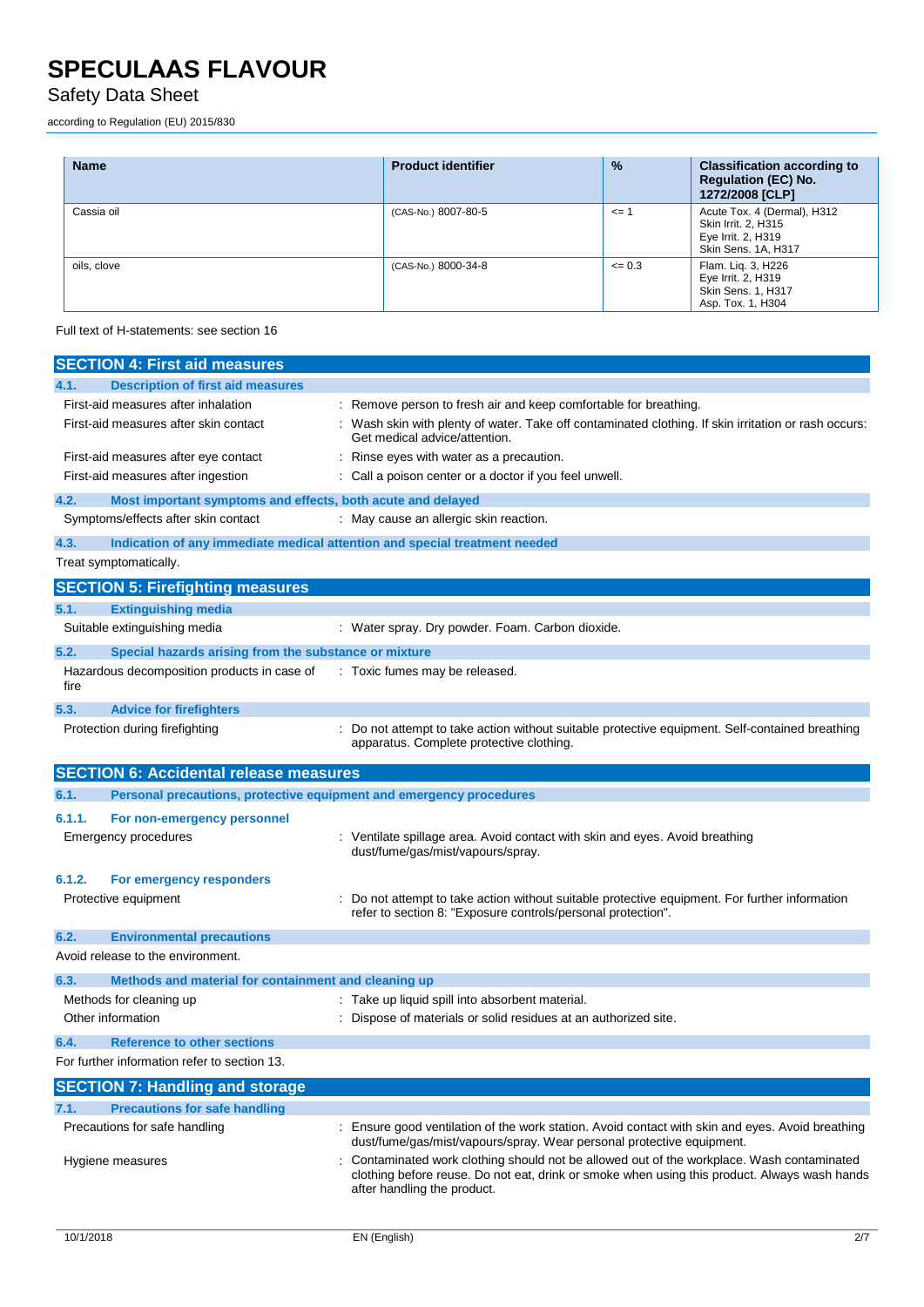| Name | Product identifier | % | Classification according to Regulation (EC) No. 1272/2008 [CLP] |
|---|---|---|---|
| Cassia oil | (CAS-No.) 8007-80-5 | <= 1 | Acute Tox. 4 (Dermal), H312<br>Skin Irrit. 2, H315<br>Eye Irrit. 2, H319<br>Skin Sens. 1A, H317 |
| oils, clove | (CAS-No.) 8000-34-8 | <= 0.3 | Flam. Liq. 3, H226<br>Eye Irrit. 2, H319<br>Skin Sens. 1, H317<br>Asp. Tox. 1, H304 |

Full text of H-statements: see section 16

## SECTION 4: First aid measures

### 4.1. Description of first aid measures

First-aid measures after inhalation : Remove person to fresh air and keep comfortable for breathing.

First-aid measures after skin contact : Wash skin with plenty of water. Take off contaminated clothing. If skin irritation or rash occurs: Get medical advice/attention.

First-aid measures after eye contact : Rinse eyes with water as a precaution.

First-aid measures after ingestion : Call a poison center or a doctor if you feel unwell.

### 4.2. Most important symptoms and effects, both acute and delayed

Symptoms/effects after skin contact : May cause an allergic skin reaction.

### 4.3. Indication of any immediate medical attention and special treatment needed

Treat symptomatically.

## SECTION 5: Firefighting measures

### 5.1. Extinguishing media

Suitable extinguishing media : Water spray. Dry powder. Foam. Carbon dioxide.

### 5.2. Special hazards arising from the substance or mixture

Hazardous decomposition products in case of fire : Toxic fumes may be released.

### 5.3. Advice for firefighters

Protection during firefighting : Do not attempt to take action without suitable protective equipment. Self-contained breathing apparatus. Complete protective clothing.

## SECTION 6: Accidental release measures

### 6.1. Personal precautions, protective equipment and emergency procedures

#### 6.1.1. For non-emergency personnel

Emergency procedures : Ventilate spillage area. Avoid contact with skin and eyes. Avoid breathing dust/fume/gas/mist/vapours/spray.

#### 6.1.2. For emergency responders

Protective equipment : Do not attempt to take action without suitable protective equipment. For further information refer to section 8: "Exposure controls/personal protection".

### 6.2. Environmental precautions

Avoid release to the environment.

### 6.3. Methods and material for containment and cleaning up

Methods for cleaning up : Take up liquid spill into absorbent material.

Other information : Dispose of materials or solid residues at an authorized site.

### 6.4. Reference to other sections

For further information refer to section 13.

## SECTION 7: Handling and storage

### 7.1. Precautions for safe handling

Precautions for safe handling : Ensure good ventilation of the work station. Avoid contact with skin and eyes. Avoid breathing dust/fume/gas/mist/vapours/spray. Wear personal protective equipment.

Hygiene measures : Contaminated work clothing should not be allowed out of the workplace. Wash contaminated clothing before reuse. Do not eat, drink or smoke when using this product. Always wash hands after handling the product.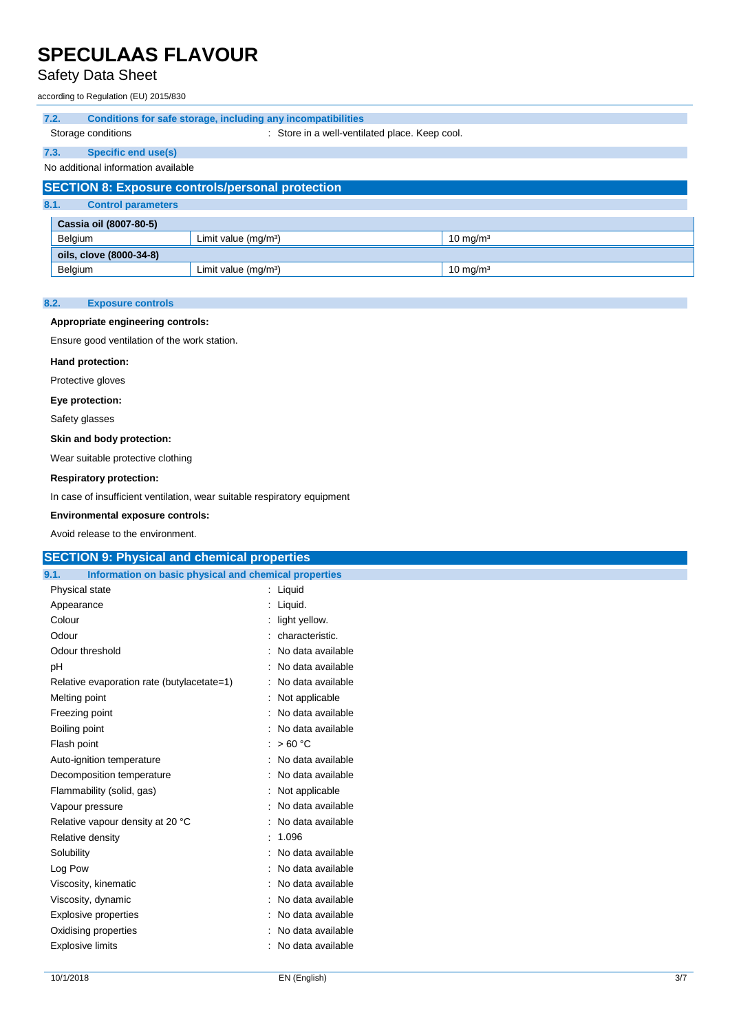### 7.2. Conditions for safe storage, including any incompatibilities

Storage conditions : Store in a well-ventilated place. Keep cool.

### 7.3. Specific end use(s)

No additional information available

## SECTION 8: Exposure controls/personal protection

### 8.1. Control parameters

| Cassia oil (8007-80-5) | | |
|---|---|---|
| Belgium | Limit value (mg/m³) | 10 mg/m³ |
| **oils, clove (8000-34-8)** | | |
| Belgium | Limit value (mg/m³) | 10 mg/m³ |

### 8.2. Exposure controls

**Appropriate engineering controls:**

Ensure good ventilation of the work station.

**Hand protection:**

Protective gloves

**Eye protection:**

Safety glasses

**Skin and body protection:**

Wear suitable protective clothing

**Respiratory protection:**

In case of insufficient ventilation, wear suitable respiratory equipment

**Environmental exposure controls:**

Avoid release to the environment.

## SECTION 9: Physical and chemical properties

### 9.1. Information on basic physical and chemical properties

| | |
|---|---|
| Physical state | : Liquid |
| Appearance | : Liquid. |
| Colour | : light yellow. |
| Odour | : characteristic. |
| Odour threshold | : No data available |
| pH | : No data available |
| Relative evaporation rate (butylacetate=1) | : No data available |
| Melting point | : Not applicable |
| Freezing point | : No data available |
| Boiling point | : No data available |
| Flash point | : > 60 °C |
| Auto-ignition temperature | : No data available |
| Decomposition temperature | : No data available |
| Flammability (solid, gas) | : Not applicable |
| Vapour pressure | : No data available |
| Relative vapour density at 20 °C | : No data available |
| Relative density | : 1.096 |
| Solubility | : No data available |
| Log Pow | : No data available |
| Viscosity, kinematic | : No data available |
| Viscosity, dynamic | : No data available |
| Explosive properties | : No data available |
| Oxidising properties | : No data available |
| Explosive limits | : No data available |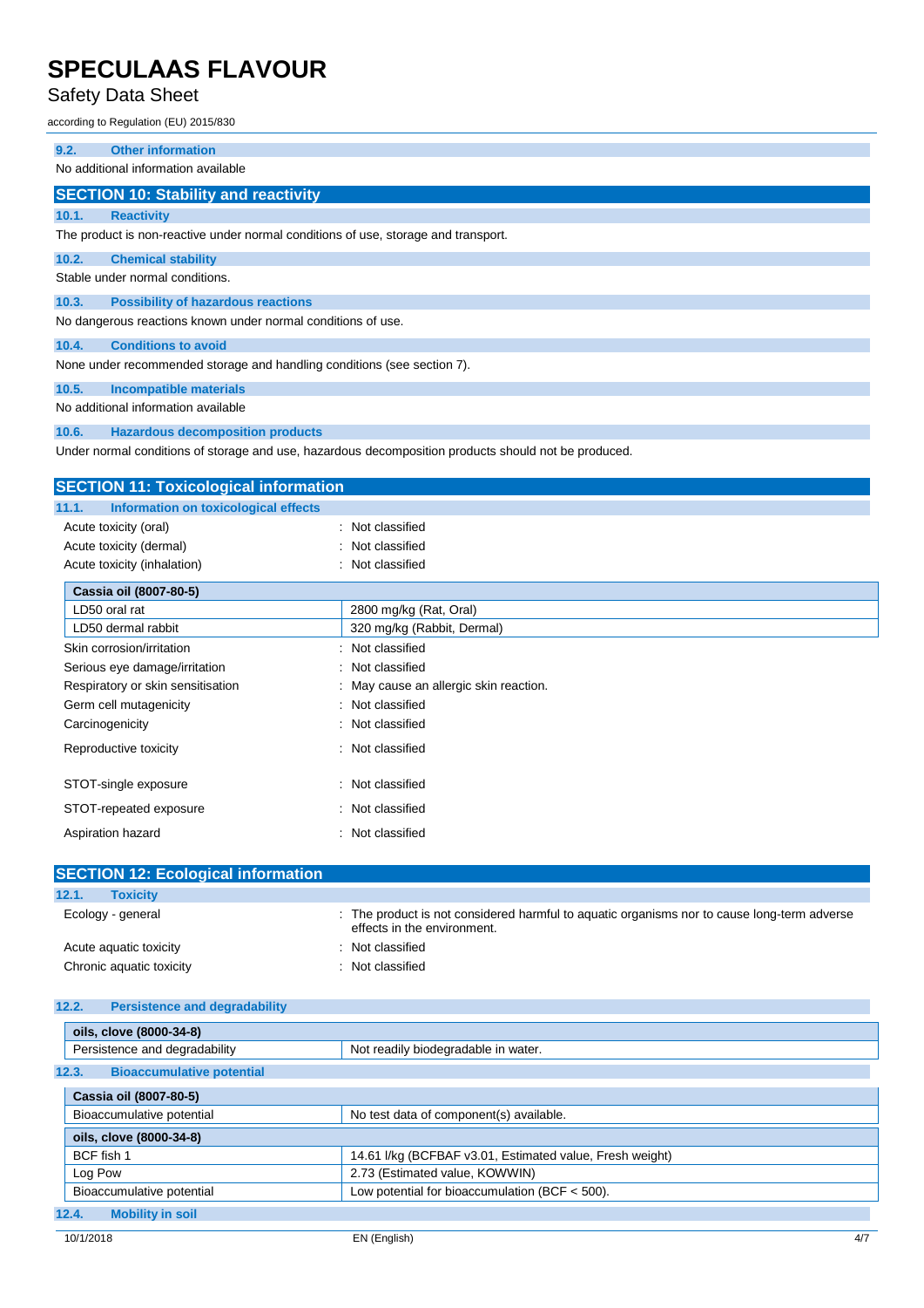### 9.2. Other information

No additional information available

## SECTION 10: Stability and reactivity

### 10.1. Reactivity

The product is non-reactive under normal conditions of use, storage and transport.

### 10.2. Chemical stability

Stable under normal conditions.

### 10.3. Possibility of hazardous reactions

No dangerous reactions known under normal conditions of use.

### 10.4. Conditions to avoid

None under recommended storage and handling conditions (see section 7).

### 10.5. Incompatible materials

No additional information available

### 10.6. Hazardous decomposition products

Under normal conditions of storage and use, hazardous decomposition products should not be produced.

## SECTION 11: Toxicological information

### 11.1. Information on toxicological effects

Acute toxicity (oral) : Not classified

Acute toxicity (dermal) : Not classified

Acute toxicity (inhalation) : Not classified

| Cassia oil (8007-80-5) | |
|---|---|
| LD50 oral rat | 2800 mg/kg (Rat, Oral) |
| LD50 dermal rabbit | 320 mg/kg (Rabbit, Dermal) |

Skin corrosion/irritation : Not classified

Serious eye damage/irritation : Not classified

Respiratory or skin sensitisation : May cause an allergic skin reaction.

Germ cell mutagenicity : Not classified

Carcinogenicity : Not classified

Reproductive toxicity : Not classified

STOT-single exposure : Not classified

STOT-repeated exposure : Not classified

Aspiration hazard : Not classified

## SECTION 12: Ecological information

### 12.1. Toxicity

Ecology - general : The product is not considered harmful to aquatic organisms nor to cause long-term adverse effects in the environment.

Acute aquatic toxicity : Not classified

Chronic aquatic toxicity : Not classified

### 12.2. Persistence and degradability

| oils, clove (8000-34-8) | |
|---|---|
| Persistence and degradability | Not readily biodegradable in water. |

### 12.3. Bioaccumulative potential

| Cassia oil (8007-80-5) | |
|---|---|
| Bioaccumulative potential | No test data of component(s) available. |

| oils, clove (8000-34-8) | |
|---|---|
| BCF fish 1 | 14.61 l/kg (BCFBAF v3.01, Estimated value, Fresh weight) |
| Log Pow | 2.73 (Estimated value, KOWWIN) |
| Bioaccumulative potential | Low potential for bioaccumulation (BCF < 500). |

### 12.4. Mobility in soil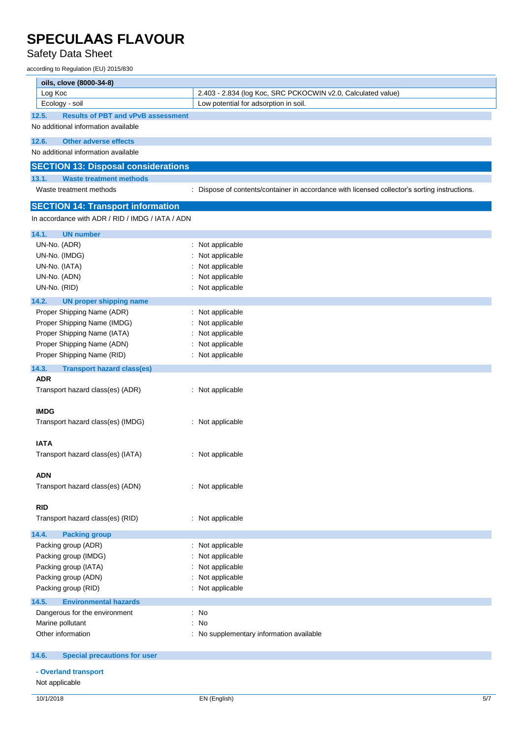| oils, clove (8000-34-8) | |
|---|---|
| Log Koc | 2.403 - 2.834 (log Koc, SRC PCKOCWIN v2.0, Calculated value) |
| Ecology - soil | Low potential for adsorption in soil. |

### 12.5. Results of PBT and vPvB assessment

No additional information available

### 12.6. Other adverse effects

No additional information available

## SECTION 13: Disposal considerations

### 13.1. Waste treatment methods

Waste treatment methods : Dispose of contents/container in accordance with licensed collector's sorting instructions.

## SECTION 14: Transport information

In accordance with ADR / RID / IMDG / IATA / ADN

### 14.1. UN number

UN-No. (ADR) : Not applicable
UN-No. (IMDG) : Not applicable
UN-No. (IATA) : Not applicable
UN-No. (ADN) : Not applicable
UN-No. (RID) : Not applicable

### 14.2. UN proper shipping name

Proper Shipping Name (ADR) : Not applicable
Proper Shipping Name (IMDG) : Not applicable
Proper Shipping Name (IATA) : Not applicable
Proper Shipping Name (ADN) : Not applicable
Proper Shipping Name (RID) : Not applicable

### 14.3. Transport hazard class(es)

**ADR**

Transport hazard class(es) (ADR) : Not applicable

**IMDG**

Transport hazard class(es) (IMDG) : Not applicable

**IATA**

Transport hazard class(es) (IATA) : Not applicable

**ADN**

Transport hazard class(es) (ADN) : Not applicable

**RID**

Transport hazard class(es) (RID) : Not applicable

### 14.4. Packing group

Packing group (ADR) : Not applicable
Packing group (IMDG) : Not applicable
Packing group (IATA) : Not applicable
Packing group (ADN) : Not applicable
Packing group (RID) : Not applicable

### 14.5. Environmental hazards

Dangerous for the environment : No
Marine pollutant : No
Other information : No supplementary information available

### 14.6. Special precautions for user

**- Overland transport**

Not applicable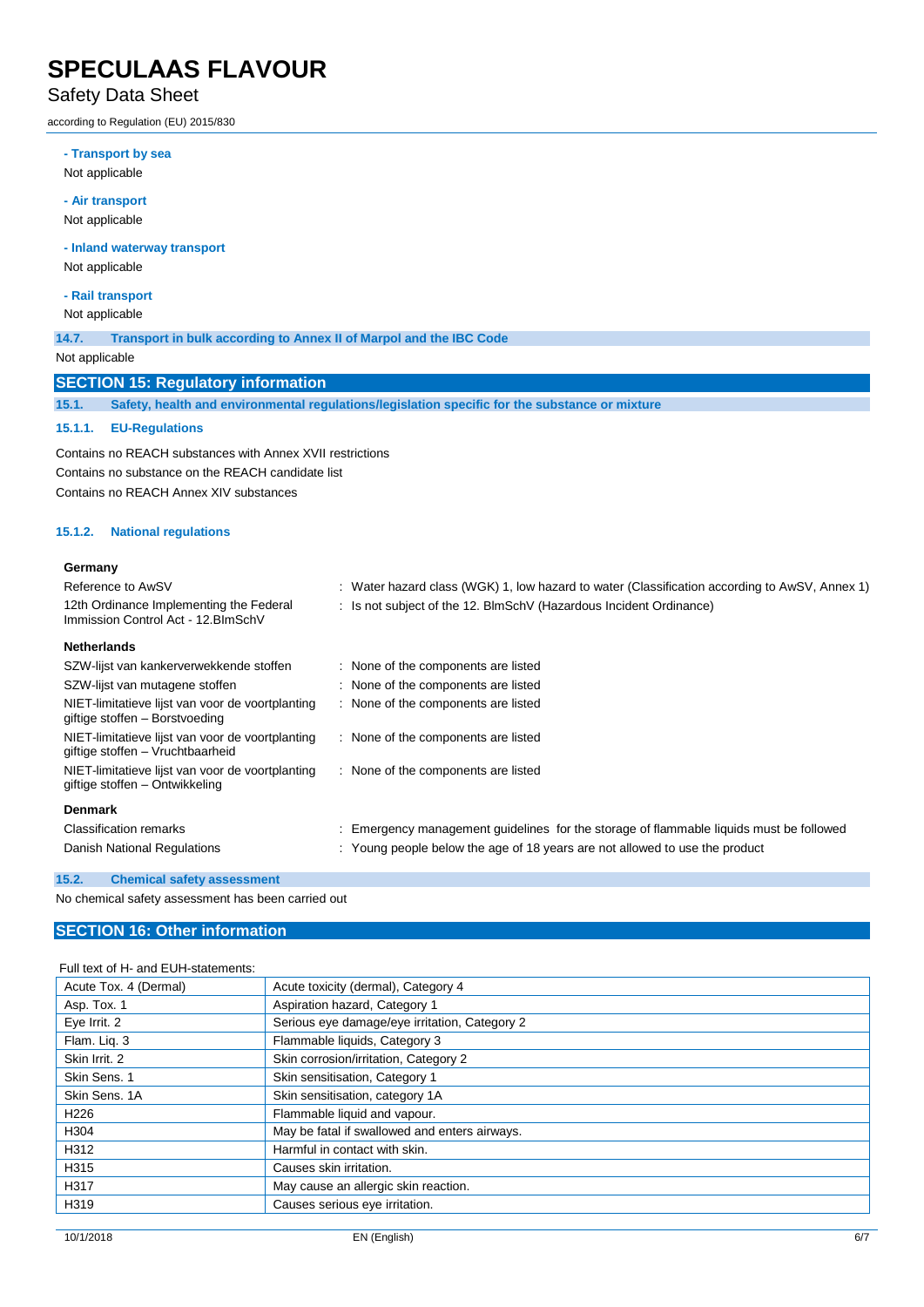**- Transport by sea**

Not applicable

**- Air transport**

Not applicable

**- Inland waterway transport**

Not applicable

**- Rail transport**

Not applicable

### 14.7. Transport in bulk according to Annex II of Marpol and the IBC Code

Not applicable

## SECTION 15: Regulatory information

### 15.1. Safety, health and environmental regulations/legislation specific for the substance or mixture

#### 15.1.1. EU-Regulations

Contains no REACH substances with Annex XVII restrictions

Contains no substance on the REACH candidate list

Contains no REACH Annex XIV substances

#### 15.1.2. National regulations

**Germany**

| | |
|---|---|
| Reference to AwSV | : Water hazard class (WGK) 1, low hazard to water (Classification according to AwSV, Annex 1) |
| 12th Ordinance Implementing the Federal Immission Control Act - 12.BImSchV | : Is not subject of the 12. BlmSchV (Hazardous Incident Ordinance) |

**Netherlands**

| | |
|---|---|
| SZW-lijst van kankerverwekkende stoffen | : None of the components are listed |
| SZW-lijst van mutagene stoffen | : None of the components are listed |
| NIET-limitatieve lijst van voor de voortplanting giftige stoffen – Borstvoeding | : None of the components are listed |
| NIET-limitatieve lijst van voor de voortplanting giftige stoffen – Vruchtbaarheid | : None of the components are listed |
| NIET-limitatieve lijst van voor de voortplanting giftige stoffen – Ontwikkeling | : None of the components are listed |

**Denmark**

| | |
|---|---|
| Classification remarks | : Emergency management guidelines for the storage of flammable liquids must be followed |
| Danish National Regulations | : Young people below the age of 18 years are not allowed to use the product |

### 15.2. Chemical safety assessment

No chemical safety assessment has been carried out

## SECTION 16: Other information

Full text of H- and EUH-statements:

| | |
|---|---|
| Acute Tox. 4 (Dermal) | Acute toxicity (dermal), Category 4 |
| Asp. Tox. 1 | Aspiration hazard, Category 1 |
| Eye Irrit. 2 | Serious eye damage/eye irritation, Category 2 |
| Flam. Liq. 3 | Flammable liquids, Category 3 |
| Skin Irrit. 2 | Skin corrosion/irritation, Category 2 |
| Skin Sens. 1 | Skin sensitisation, Category 1 |
| Skin Sens. 1A | Skin sensitisation, category 1A |
| H226 | Flammable liquid and vapour. |
| H304 | May be fatal if swallowed and enters airways. |
| H312 | Harmful in contact with skin. |
| H315 | Causes skin irritation. |
| H317 | May cause an allergic skin reaction. |
| H319 | Causes serious eye irritation. |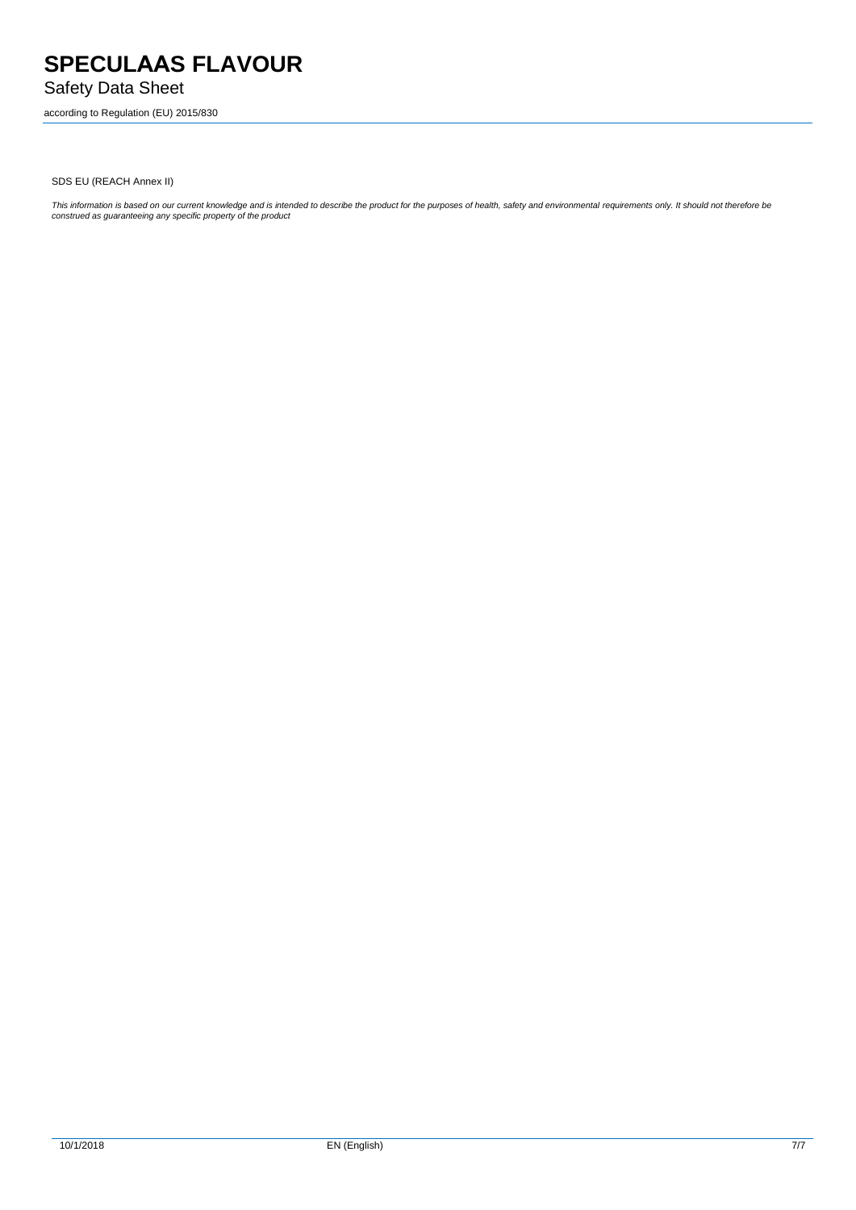SDS EU (REACH Annex II)

*This information is based on our current knowledge and is intended to describe the product for the purposes of health, safety and environmental requirements only. It should not therefore be construed as guaranteeing any specific property of the product*